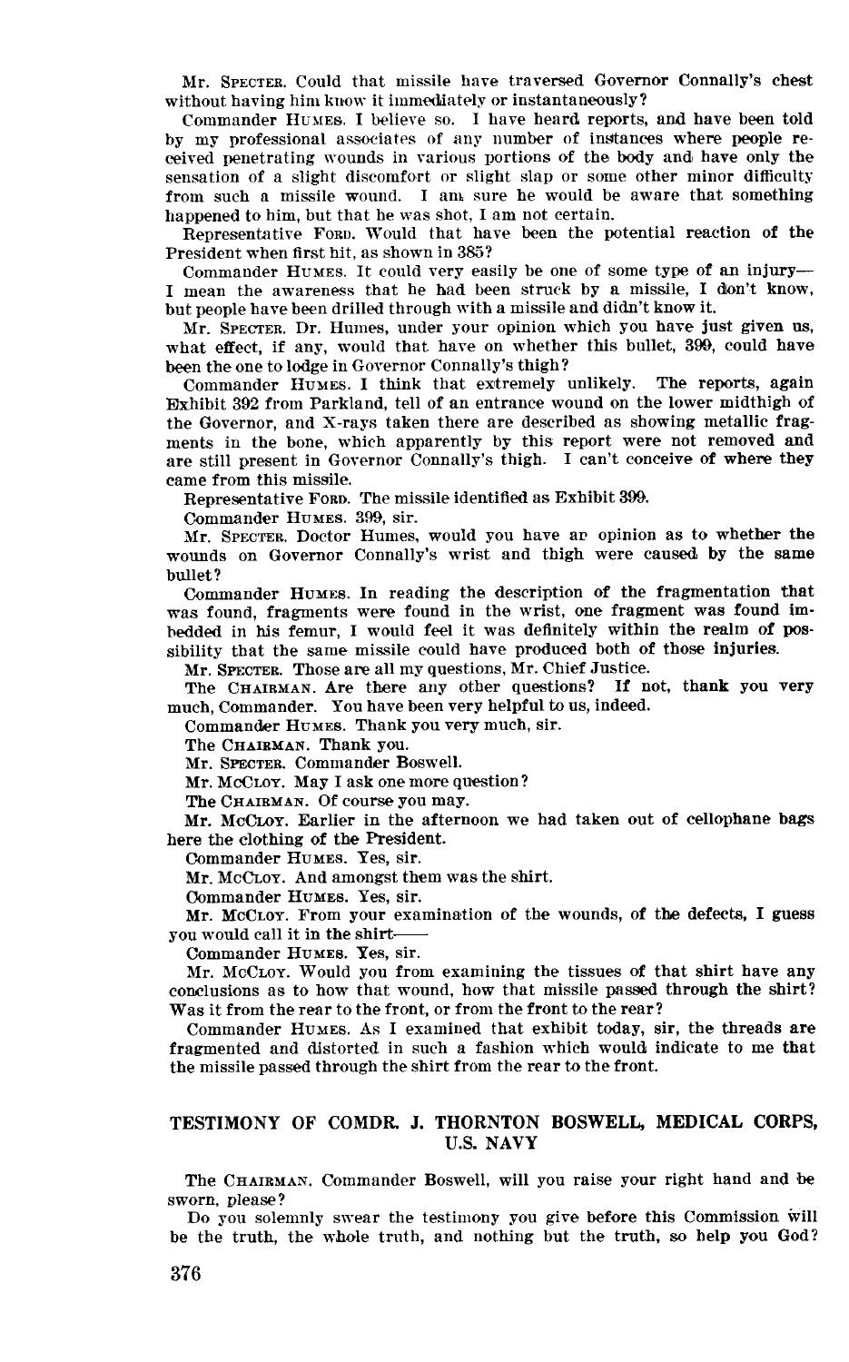Mr. SPECTER. Could that missile have traversed Governor Connally's chest without having him know it immediately or instantaneously?

Commander HUMES. I believe so. I have heard reports, and have been told by my professional associates of any number of instances where people received penetrating wounds in various portions of the body and have only the sensation of a slight discomfort or slight slap or some other minor difficulty from such a missile wound. I am sure he would be aware that something happened to him, but that he was shot, I am not certain.

Representative FORD. Would that have been the potential reaction of the President when first hit, as shown in 385?

Commander HUMES. It could very easily be one of some type of an injury—I mean the awareness that he had been struck by a missile, I don't know, but people have been drilled through with a missile and didn't know it.

Mr. SPECTER. Dr. Humes, under your opinion which you have just given us, what effect, if any, would that have on whether this bullet, 399, could have been the one to lodge in Governor Connally's thigh?

Commander HUMES. I think that extremely unlikely. The reports, again Exhibit 392 from Parkland, tell of an entrance wound on the lower midthigh of the Governor, and X-rays taken there are described as showing metallic fragments in the bone, which apparently by this report were not removed and are still present in Governor Connally's thigh. I can't conceive of where they came from this missile.

Representative FORD. The missile identified as Exhibit 399.

Commander HUMES. 399, sir.

Mr. SPECTER. Doctor Humes, would you have an opinion as to whether the wounds on Governor Connally's wrist and thigh were caused by the same bullet?

Commander HUMES. In reading the description of the fragmentation that was found, fragments were found in the wrist, one fragment was found imbedded in his femur, I would feel it was definitely within the realm of possibility that the same missile could have produced both of those injuries.

Mr. SPECTER. Those are all my questions, Mr. Chief Justice.

The CHAIRMAN. Are there any other questions? If not, thank you very much, Commander. You have been very helpful to us, indeed.

Commander HUMES. Thank you very much, sir.

The CHAIRMAN. Thank you.

Mr. SPECTER. Commander Boswell.

Mr. McCLOY. May I ask one more question?

The CHAIRMAN. Of course you may.

Mr. McCLOY. Earlier in the afternoon we had taken out of cellophane bags here the clothing of the President.

Commander HUMES. Yes, sir.

Mr. McCLOY. And amongst them was the shirt.

Commander HUMES. Yes, sir.

Mr. McCLOY. From your examination of the wounds, of the defects, I guess you would call it in the shirt——

Commander HUMES. Yes, sir.

Mr. McCLOY. Would you from examining the tissues of that shirt have any conclusions as to how that wound, how that missile passed through the shirt? Was it from the rear to the front, or from the front to the rear?

Commander HUMES. As I examined that exhibit today, sir, the threads are fragmented and distorted in such a fashion which would indicate to me that the missile passed through the shirt from the rear to the front.

## TESTIMONY OF COMDR. J. THORNTON BOSWELL, MEDICAL CORPS, U.S. NAVY

The CHAIRMAN. Commander Boswell, will you raise your right hand and be sworn, please?

Do you solemnly swear the testimony you give before this Commission will be the truth, the whole truth, and nothing but the truth, so help you God?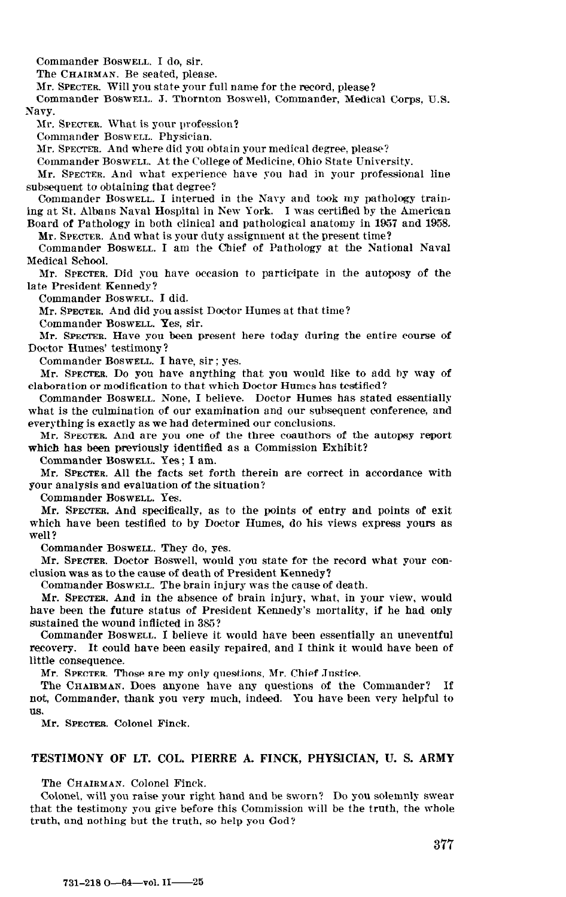Commander BOSWELL. I do, sir.

The CHAIRMAN. Be seated, please.

Mr. SPECTER. Will you state your full name for the record, please?

Commander BOSWELL. J. Thornton Boswell, Commander, Medical Corps, U.S. Navy.

Mr. SPECTER. What is your profession?

Commander BOSWELL. Physician.

Mr. SPECTER. And where did you obtain your medical degree, please?

Commander BOSWELL. At the College of Medicine, Ohio State University.

Mr. SPECTER. And what experience have you had in your professional line subsequent to obtaining that degree?

Commander BOSWELL. I interned in the Navy and took my pathology training at St. Albans Naval Hospital in New York. I was certified by the American Board of Pathology in both clinical and pathological anatomy in 1957 and 1958.

Mr. SPECTER. And what is your duty assignment at the present time?

Commander BOSWELL. I am the Chief of Pathology at the National Naval Medical School.

Mr. SPECTER. Did you have occasion to participate in the autopsy of the late President Kennedy?

Commander BOSWELL. I did.

Mr. SPECTER. And did you assist Doctor Humes at that time?

Commander BOSWELL. Yes, sir.

Mr. SPECTER. Have you been present here today during the entire course of Doctor Humes' testimony?

Commander BOSWELL. I have, sir; yes.

Mr. SPECTER. Do you have anything that you would like to add by way of elaboration or modification to that which Doctor Humes has testified?

Commander BOSWELL. None, I believe. Doctor Humes has stated essentially what is the culmination of our examination and our subsequent conference, and everything is exactly as we had determined our conclusions.

Mr. SPECTER. And are you one of the three coauthors of the autopsy report which has been previously identified as a Commission Exhibit?

Commander BOSWELL. Yes; I am.

Mr. SPECTER. All the facts set forth therein are correct in accordance with your analysis and evaluation of the situation?

Commander BOSWELL. Yes.

Mr. SPECTER. And specifically, as to the points of entry and points of exit which have been testified to by Doctor Humes, do his views express yours as well?

Commander BOSWELL. They do, yes.

Mr. SPECTER. Doctor Boswell, would you state for the record what your conclusion was as to the cause of death of President Kennedy?

Commander BOSWELL. The brain injury was the cause of death.

Mr. SPECTER. And in the absence of brain injury, what, in your view, would have been the future status of President Kennedy's mortality, if he had only sustained the wound inflicted in 385?

Commander BOSWELL. I believe it would have been essentially an uneventful recovery. It could have been easily repaired, and I think it would have been of little consequence.

Mr. SPECTER. Those are my only questions, Mr. Chief Justice.

The CHAIRMAN. Does anyone have any questions of the Commander? If not, Commander, thank you very much, indeed. You have been very helpful to us.

Mr. SPECTER. Colonel Finck.

## TESTIMONY OF LT. COL. PIERRE A. FINCK, PHYSICIAN, U. S. ARMY

The CHAIRMAN. Colonel Finck.

Colonel, will you raise your right hand and be sworn? Do you solemnly swear that the testimony you give before this Commission will be the truth, the whole truth, and nothing but the truth, so help you God?

731-218 O—64—vol. II——25